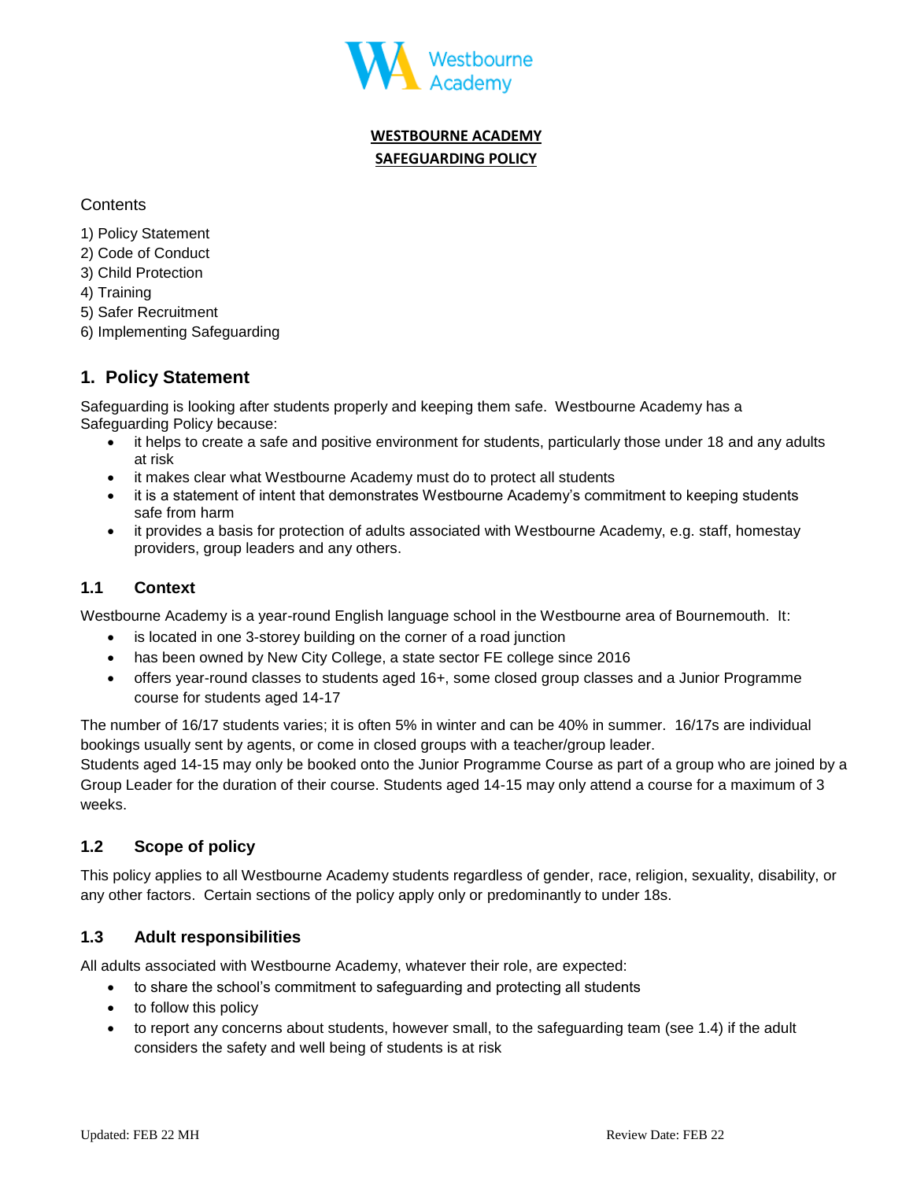# WESTBOURNE ACADEMY SAFEGUARDING POLICY

Contents

1) Policy Statement
2) Code of Conduct
3) Child Protection
4) Training
5) Safer Recruitment
6) Implementing Safeguarding

## 1. Policy Statement

Safeguarding is looking after students properly and keeping them safe. Westbourne Academy has a Safeguarding Policy because:

- it helps to create a safe and positive environment for students, particularly those under 18 and any adults at risk
- it makes clear what Westbourne Academy must do to protect all students
- it is a statement of intent that demonstrates Westbourne Academy's commitment to keeping students safe from harm
- it provides a basis for protection of adults associated with Westbourne Academy, e.g. staff, homestay providers, group leaders and any others.

### 1.1 Context

Westbourne Academy is a year-round English language school in the Westbourne area of Bournemouth. It:

- is located in one 3-storey building on the corner of a road junction
- has been owned by New City College, a state sector FE college since 2016
- offers year-round classes to students aged 16+, some closed group classes and a Junior Programme course for students aged 14-17

The number of 16/17 students varies; it is often 5% in winter and can be 40% in summer. 16/17s are individual bookings usually sent by agents, or come in closed groups with a teacher/group leader.
Students aged 14-15 may only be booked onto the Junior Programme Course as part of a group who are joined by a Group Leader for the duration of their course. Students aged 14-15 may only attend a course for a maximum of 3 weeks.

### 1.2 Scope of policy

This policy applies to all Westbourne Academy students regardless of gender, race, religion, sexuality, disability, or any other factors. Certain sections of the policy apply only or predominantly to under 18s.

### 1.3 Adult responsibilities

All adults associated with Westbourne Academy, whatever their role, are expected:

- to share the school's commitment to safeguarding and protecting all students
- to follow this policy
- to report any concerns about students, however small, to the safeguarding team (see 1.4) if the adult considers the safety and well being of students is at risk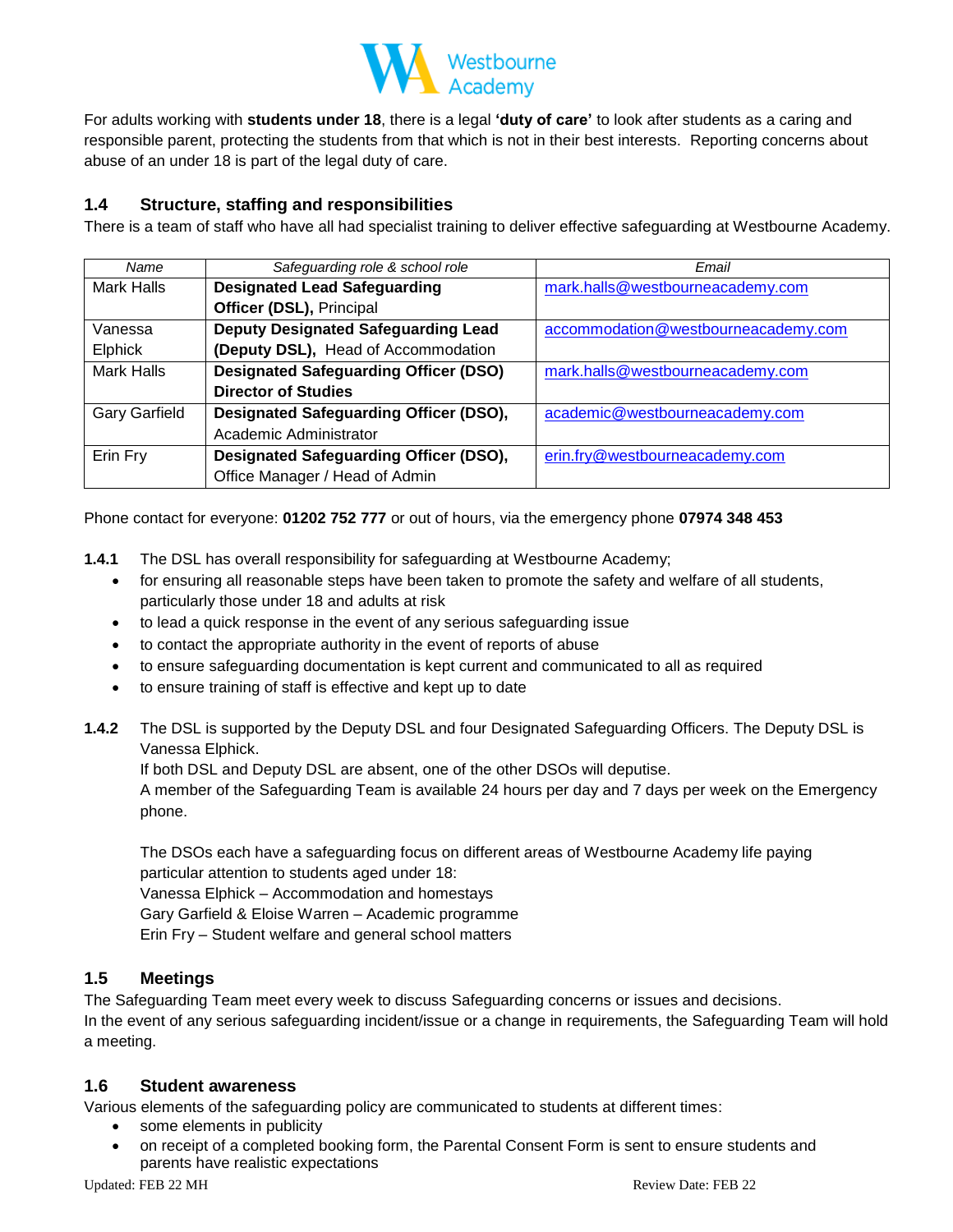For adults working with **students under 18**, there is a legal **'duty of care'** to look after students as a caring and responsible parent, protecting the students from that which is not in their best interests. Reporting concerns about abuse of an under 18 is part of the legal duty of care.

### 1.4 Structure, staffing and responsibilities

There is a team of staff who have all had specialist training to deliver effective safeguarding at Westbourne Academy.

| *Name* | *Safeguarding role & school role* | *Email* |
|---|---|---|
| Mark Halls | **Designated Lead Safeguarding Officer (DSL),** Principal | mark.halls@westbourneacademy.com |
| Vanessa Elphick | **Deputy Designated Safeguarding Lead (Deputy DSL),** Head of Accommodation | accommodation@westbourneacademy.com |
| Mark Halls | **Designated Safeguarding Officer (DSO) Director of Studies** | mark.halls@westbourneacademy.com |
| Gary Garfield | **Designated Safeguarding Officer (DSO),** Academic Administrator | academic@westbourneacademy.com |
| Erin Fry | **Designated Safeguarding Officer (DSO),** Office Manager / Head of Admin | erin.fry@westbourneacademy.com |

Phone contact for everyone: **01202 752 777** or out of hours, via the emergency phone **07974 348 453**

**1.4.1** The DSL has overall responsibility for safeguarding at Westbourne Academy;

- for ensuring all reasonable steps have been taken to promote the safety and welfare of all students, particularly those under 18 and adults at risk
- to lead a quick response in the event of any serious safeguarding issue
- to contact the appropriate authority in the event of reports of abuse
- to ensure safeguarding documentation is kept current and communicated to all as required
- to ensure training of staff is effective and kept up to date

**1.4.2** The DSL is supported by the Deputy DSL and four Designated Safeguarding Officers. The Deputy DSL is Vanessa Elphick.
If both DSL and Deputy DSL are absent, one of the other DSOs will deputise.
A member of the Safeguarding Team is available 24 hours per day and 7 days per week on the Emergency phone.

The DSOs each have a safeguarding focus on different areas of Westbourne Academy life paying particular attention to students aged under 18:
Vanessa Elphick – Accommodation and homestays
Gary Garfield & Eloise Warren – Academic programme
Erin Fry – Student welfare and general school matters

### 1.5 Meetings

The Safeguarding Team meet every week to discuss Safeguarding concerns or issues and decisions.
In the event of any serious safeguarding incident/issue or a change in requirements, the Safeguarding Team will hold a meeting.

### 1.6 Student awareness

Various elements of the safeguarding policy are communicated to students at different times:

- some elements in publicity
- on receipt of a completed booking form, the Parental Consent Form is sent to ensure students and parents have realistic expectations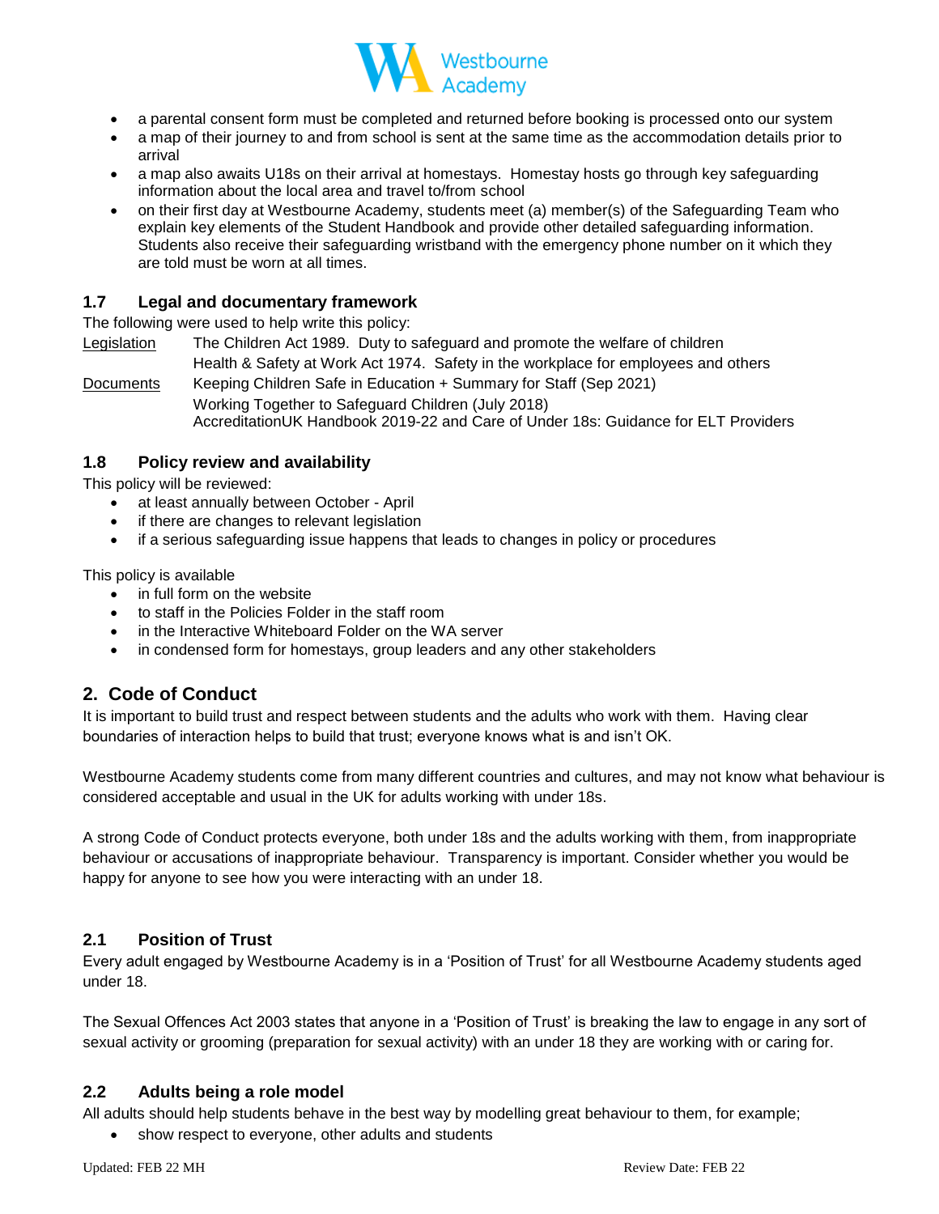- a parental consent form must be completed and returned before booking is processed onto our system
- a map of their journey to and from school is sent at the same time as the accommodation details prior to arrival
- a map also awaits U18s on their arrival at homestays. Homestay hosts go through key safeguarding information about the local area and travel to/from school
- on their first day at Westbourne Academy, students meet (a) member(s) of the Safeguarding Team who explain key elements of the Student Handbook and provide other detailed safeguarding information. Students also receive their safeguarding wristband with the emergency phone number on it which they are told must be worn at all times.

### 1.7 Legal and documentary framework

The following were used to help write this policy:

| | |
|---|---|
| Legislation | The Children Act 1989. Duty to safeguard and promote the welfare of children |
| | Health & Safety at Work Act 1974. Safety in the workplace for employees and others |
| Documents | Keeping Children Safe in Education + Summary for Staff (Sep 2021) |
| | Working Together to Safeguard Children (July 2018) |
| | AccreditationUK Handbook 2019-22 and Care of Under 18s: Guidance for ELT Providers |

### 1.8 Policy review and availability

This policy will be reviewed:

- at least annually between October - April
- if there are changes to relevant legislation
- if a serious safeguarding issue happens that leads to changes in policy or procedures

This policy is available

- in full form on the website
- to staff in the Policies Folder in the staff room
- in the Interactive Whiteboard Folder on the WA server
- in condensed form for homestays, group leaders and any other stakeholders

## 2. Code of Conduct

It is important to build trust and respect between students and the adults who work with them. Having clear boundaries of interaction helps to build that trust; everyone knows what is and isn't OK.

Westbourne Academy students come from many different countries and cultures, and may not know what behaviour is considered acceptable and usual in the UK for adults working with under 18s.

A strong Code of Conduct protects everyone, both under 18s and the adults working with them, from inappropriate behaviour or accusations of inappropriate behaviour. Transparency is important. Consider whether you would be happy for anyone to see how you were interacting with an under 18.

### 2.1 Position of Trust

Every adult engaged by Westbourne Academy is in a 'Position of Trust' for all Westbourne Academy students aged under 18.

The Sexual Offences Act 2003 states that anyone in a 'Position of Trust' is breaking the law to engage in any sort of sexual activity or grooming (preparation for sexual activity) with an under 18 they are working with or caring for.

### 2.2 Adults being a role model

All adults should help students behave in the best way by modelling great behaviour to them, for example;

- show respect to everyone, other adults and students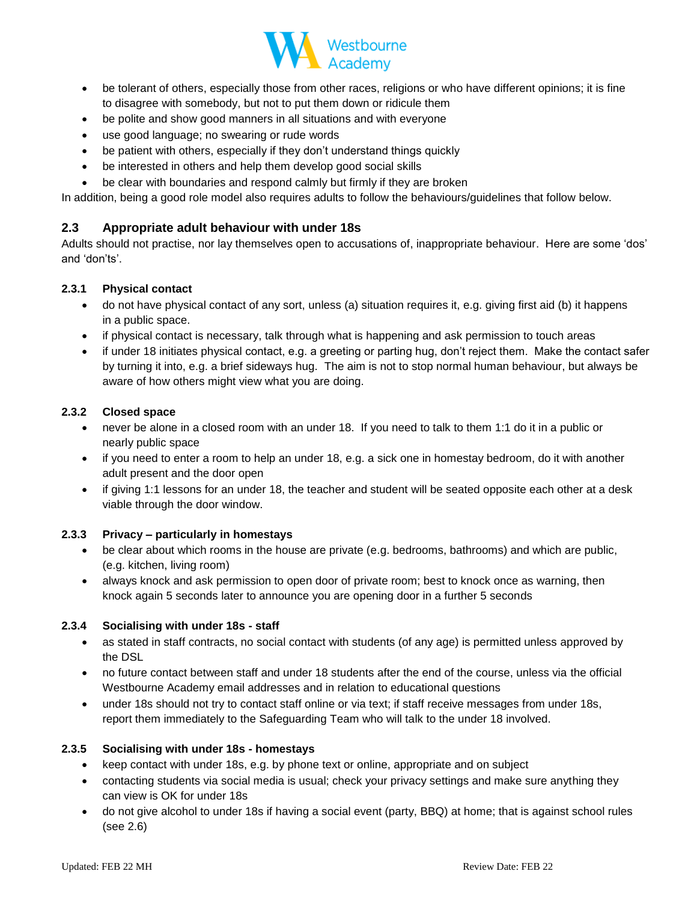- be tolerant of others, especially those from other races, religions or who have different opinions; it is fine to disagree with somebody, but not to put them down or ridicule them
- be polite and show good manners in all situations and with everyone
- use good language; no swearing or rude words
- be patient with others, especially if they don't understand things quickly
- be interested in others and help them develop good social skills
- be clear with boundaries and respond calmly but firmly if they are broken

In addition, being a good role model also requires adults to follow the behaviours/guidelines that follow below.

## 2.3 Appropriate adult behaviour with under 18s

Adults should not practise, nor lay themselves open to accusations of, inappropriate behaviour. Here are some 'dos' and 'don'ts'.

### 2.3.1 Physical contact

- do not have physical contact of any sort, unless (a) situation requires it, e.g. giving first aid (b) it happens in a public space.
- if physical contact is necessary, talk through what is happening and ask permission to touch areas
- if under 18 initiates physical contact, e.g. a greeting or parting hug, don't reject them. Make the contact safer by turning it into, e.g. a brief sideways hug. The aim is not to stop normal human behaviour, but always be aware of how others might view what you are doing.

### 2.3.2 Closed space

- never be alone in a closed room with an under 18. If you need to talk to them 1:1 do it in a public or nearly public space
- if you need to enter a room to help an under 18, e.g. a sick one in homestay bedroom, do it with another adult present and the door open
- if giving 1:1 lessons for an under 18, the teacher and student will be seated opposite each other at a desk viable through the door window.

### 2.3.3 Privacy – particularly in homestays

- be clear about which rooms in the house are private (e.g. bedrooms, bathrooms) and which are public, (e.g. kitchen, living room)
- always knock and ask permission to open door of private room; best to knock once as warning, then knock again 5 seconds later to announce you are opening door in a further 5 seconds

### 2.3.4 Socialising with under 18s - staff

- as stated in staff contracts, no social contact with students (of any age) is permitted unless approved by the DSL
- no future contact between staff and under 18 students after the end of the course, unless via the official Westbourne Academy email addresses and in relation to educational questions
- under 18s should not try to contact staff online or via text; if staff receive messages from under 18s, report them immediately to the Safeguarding Team who will talk to the under 18 involved.

### 2.3.5 Socialising with under 18s - homestays

- keep contact with under 18s, e.g. by phone text or online, appropriate and on subject
- contacting students via social media is usual; check your privacy settings and make sure anything they can view is OK for under 18s
- do not give alcohol to under 18s if having a social event (party, BBQ) at home; that is against school rules (see 2.6)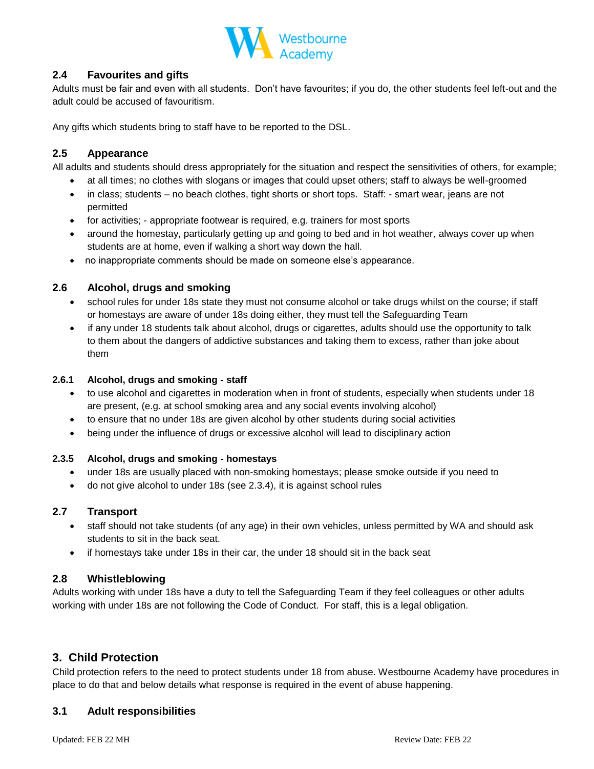### 2.4 Favourites and gifts

Adults must be fair and even with all students. Don't have favourites; if you do, the other students feel left-out and the adult could be accused of favouritism.

Any gifts which students bring to staff have to be reported to the DSL.

### 2.5 Appearance

All adults and students should dress appropriately for the situation and respect the sensitivities of others, for example;

- at all times; no clothes with slogans or images that could upset others; staff to always be well-groomed
- in class; students – no beach clothes, tight shorts or short tops. Staff: - smart wear, jeans are not permitted
- for activities; - appropriate footwear is required, e.g. trainers for most sports
- around the homestay, particularly getting up and going to bed and in hot weather, always cover up when students are at home, even if walking a short way down the hall.
- no inappropriate comments should be made on someone else's appearance.

### 2.6 Alcohol, drugs and smoking

- school rules for under 18s state they must not consume alcohol or take drugs whilst on the course; if staff or homestays are aware of under 18s doing either, they must tell the Safeguarding Team
- if any under 18 students talk about alcohol, drugs or cigarettes, adults should use the opportunity to talk to them about the dangers of addictive substances and taking them to excess, rather than joke about them

#### 2.6.1 Alcohol, drugs and smoking - staff

- to use alcohol and cigarettes in moderation when in front of students, especially when students under 18 are present, (e.g. at school smoking area and any social events involving alcohol)
- to ensure that no under 18s are given alcohol by other students during social activities
- being under the influence of drugs or excessive alcohol will lead to disciplinary action

#### 2.3.5 Alcohol, drugs and smoking - homestays

- under 18s are usually placed with non-smoking homestays; please smoke outside if you need to
- do not give alcohol to under 18s (see 2.3.4), it is against school rules

### 2.7 Transport

- staff should not take students (of any age) in their own vehicles, unless permitted by WA and should ask students to sit in the back seat.
- if homestays take under 18s in their car, the under 18 should sit in the back seat

### 2.8 Whistleblowing

Adults working with under 18s have a duty to tell the Safeguarding Team if they feel colleagues or other adults working with under 18s are not following the Code of Conduct. For staff, this is a legal obligation.

## 3. Child Protection

Child protection refers to the need to protect students under 18 from abuse. Westbourne Academy have procedures in place to do that and below details what response is required in the event of abuse happening.

### 3.1 Adult responsibilities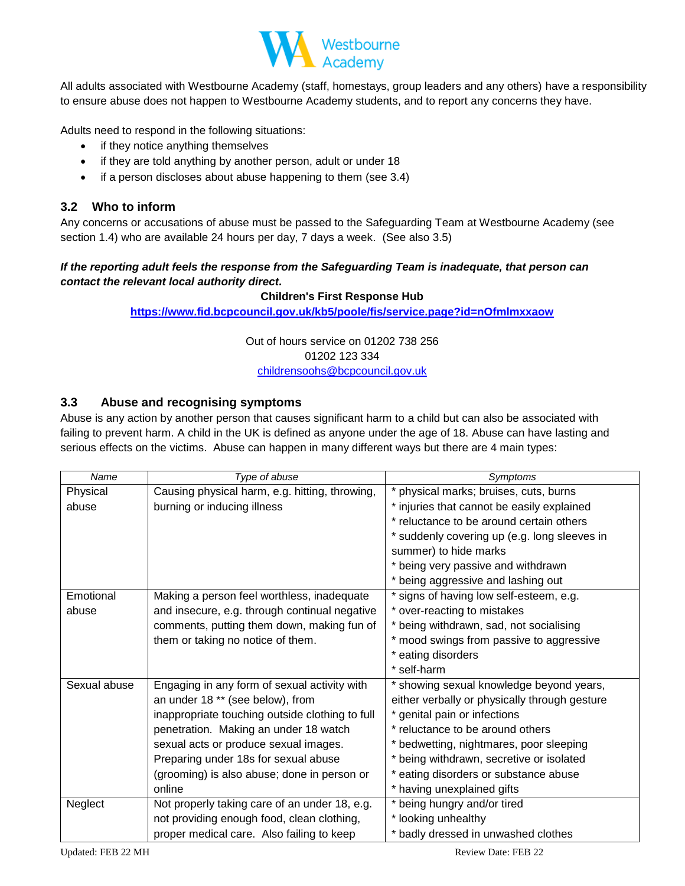All adults associated with Westbourne Academy (staff, homestays, group leaders and any others) have a responsibility to ensure abuse does not happen to Westbourne Academy students, and to report any concerns they have.

Adults need to respond in the following situations:

- if they notice anything themselves
- if they are told anything by another person, adult or under 18
- if a person discloses about abuse happening to them (see 3.4)

### 3.2 Who to inform

Any concerns or accusations of abuse must be passed to the Safeguarding Team at Westbourne Academy (see section 1.4) who are available 24 hours per day, 7 days a week. (See also 3.5)

***If the reporting adult feels the response from the Safeguarding Team is inadequate, that person can contact the relevant local authority direct.***

**Children's First Response Hub**

**https://www.fid.bcpcouncil.gov.uk/kb5/poole/fis/service.page?id=nOfmlmxxaow**

Out of hours service on 01202 738 256
01202 123 334
childrensoohs@bcpcouncil.gov.uk

### 3.3 Abuse and recognising symptoms

Abuse is any action by another person that causes significant harm to a child but can also be associated with failing to prevent harm. A child in the UK is defined as anyone under the age of 18. Abuse can have lasting and serious effects on the victims. Abuse can happen in many different ways but there are 4 main types:

| *Name* | *Type of abuse* | *Symptoms* |
|---|---|---|
| Physical abuse | Causing physical harm, e.g. hitting, throwing, burning or inducing illness | * physical marks; bruises, cuts, burns<br>* injuries that cannot be easily explained<br>* reluctance to be around certain others<br>* suddenly covering up (e.g. long sleeves in summer) to hide marks<br>* being very passive and withdrawn<br>* being aggressive and lashing out |
| Emotional abuse | Making a person feel worthless, inadequate and insecure, e.g. through continual negative comments, putting them down, making fun of them or taking no notice of them. | * signs of having low self-esteem, e.g.<br>* over-reacting to mistakes<br>* being withdrawn, sad, not socialising<br>* mood swings from passive to aggressive<br>* eating disorders<br>* self-harm |
| Sexual abuse | Engaging in any form of sexual activity with an under 18 ** (see below), from inappropriate touching outside clothing to full penetration. Making an under 18 watch sexual acts or produce sexual images. Preparing under 18s for sexual abuse (grooming) is also abuse; done in person or online | * showing sexual knowledge beyond years, either verbally or physically through gesture<br>* genital pain or infections<br>* reluctance to be around others<br>* bedwetting, nightmares, poor sleeping<br>* being withdrawn, secretive or isolated<br>* eating disorders or substance abuse<br>* having unexplained gifts |
| Neglect | Not properly taking care of an under 18, e.g. not providing enough food, clean clothing, proper medical care. Also failing to keep | * being hungry and/or tired<br>* looking unhealthy<br>* badly dressed in unwashed clothes |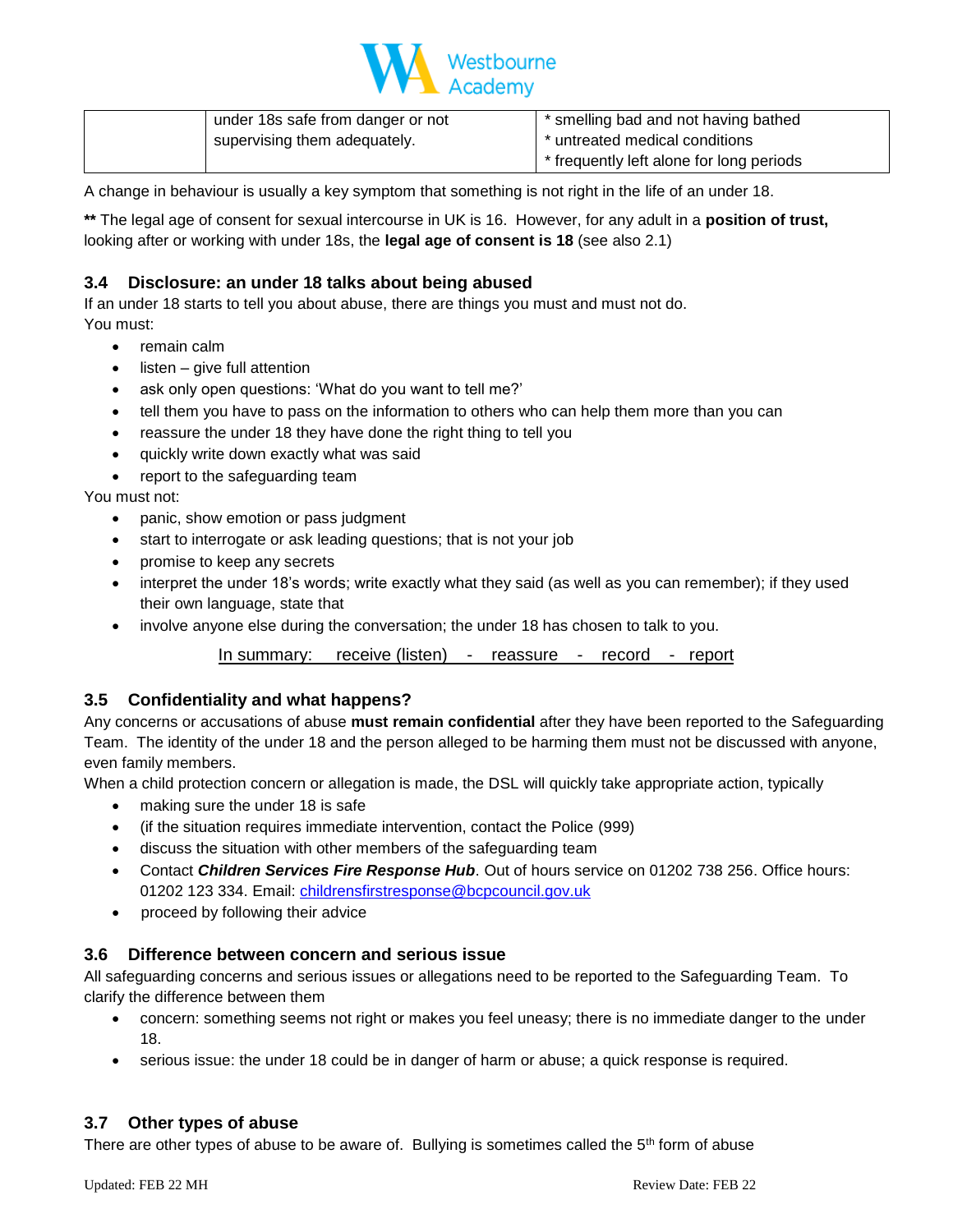|  | under 18s safe from danger or not supervising them adequately. | * smelling bad and not having bathed<br>* untreated medical conditions<br>* frequently left alone for long periods |
|---|---|---|

A change in behaviour is usually a key symptom that something is not right in the life of an under 18.

** The legal age of consent for sexual intercourse in UK is 16. However, for any adult in a **position of trust,** looking after or working with under 18s, the **legal age of consent is 18** (see also 2.1)

### 3.4 Disclosure: an under 18 talks about being abused

If an under 18 starts to tell you about abuse, there are things you must and must not do.
You must:

- remain calm
- listen – give full attention
- ask only open questions: 'What do you want to tell me?'
- tell them you have to pass on the information to others who can help them more than you can
- reassure the under 18 they have done the right thing to tell you
- quickly write down exactly what was said
- report to the safeguarding team

You must not:

- panic, show emotion or pass judgment
- start to interrogate or ask leading questions; that is not your job
- promise to keep any secrets
- interpret the under 18's words; write exactly what they said (as well as you can remember); if they used their own language, state that
- involve anyone else during the conversation; the under 18 has chosen to talk to you.

In summary: receive (listen) - reassure - record - report

### 3.5 Confidentiality and what happens?

Any concerns or accusations of abuse **must remain confidential** after they have been reported to the Safeguarding Team. The identity of the under 18 and the person alleged to be harming them must not be discussed with anyone, even family members.
When a child protection concern or allegation is made, the DSL will quickly take appropriate action, typically

- making sure the under 18 is safe
- (if the situation requires immediate intervention, contact the Police (999)
- discuss the situation with other members of the safeguarding team
- Contact ***Children Services Fire Response Hub***. Out of hours service on 01202 738 256. Office hours: 01202 123 334. Email: childrensfirstresponse@bcpcouncil.gov.uk
- proceed by following their advice

### 3.6 Difference between concern and serious issue

All safeguarding concerns and serious issues or allegations need to be reported to the Safeguarding Team. To clarify the difference between them

- concern: something seems not right or makes you feel uneasy; there is no immediate danger to the under 18.
- serious issue: the under 18 could be in danger of harm or abuse; a quick response is required.

### 3.7 Other types of abuse

There are other types of abuse to be aware of. Bullying is sometimes called the 5th form of abuse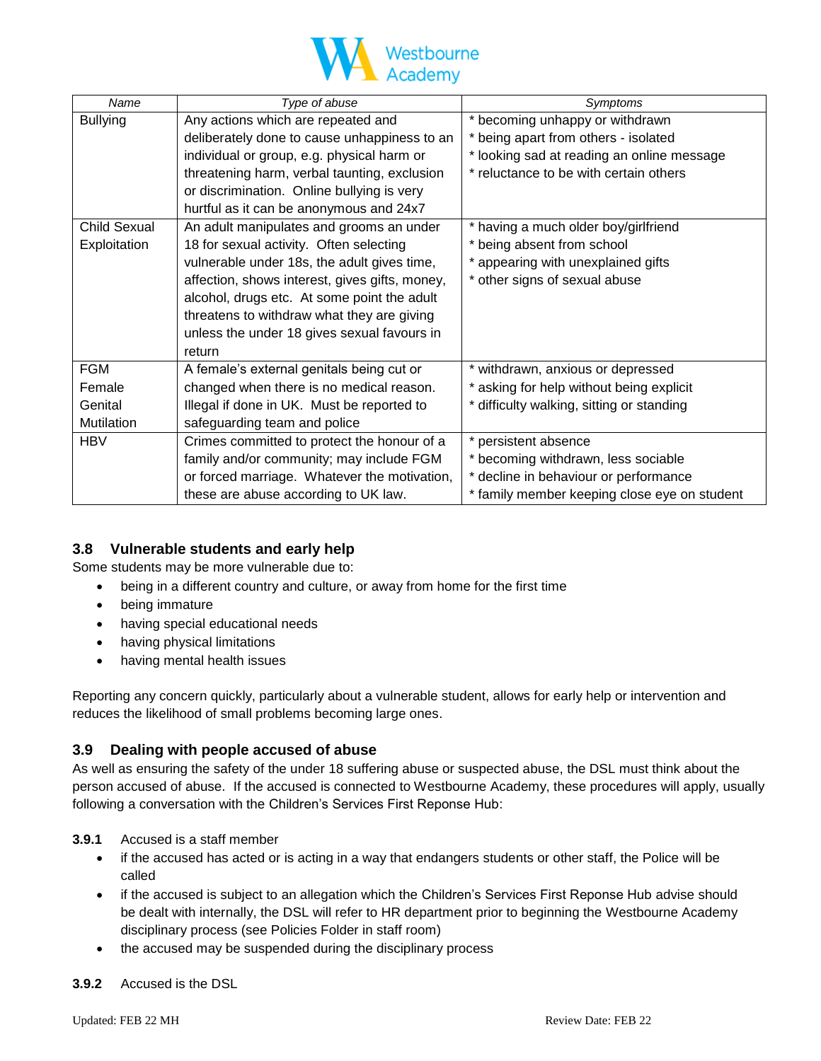| Name | Type of abuse | Symptoms |
|---|---|---|
| Bullying | Any actions which are repeated and deliberately done to cause unhappiness to an individual or group, e.g. physical harm or threatening harm, verbal taunting, exclusion or discrimination. Online bullying is very hurtful as it can be anonymous and 24x7 | * becoming unhappy or withdrawn<br>* being apart from others - isolated<br>* looking sad at reading an online message<br>* reluctance to be with certain others |
| Child Sexual Exploitation | An adult manipulates and grooms an under 18 for sexual activity. Often selecting vulnerable under 18s, the adult gives time, affection, shows interest, gives gifts, money, alcohol, drugs etc. At some point the adult threatens to withdraw what they are giving unless the under 18 gives sexual favours in return | * having a much older boy/girlfriend<br>* being absent from school<br>* appearing with unexplained gifts<br>* other signs of sexual abuse |
| FGM Female Genital Mutilation | A female's external genitals being cut or changed when there is no medical reason. Illegal if done in UK. Must be reported to safeguarding team and police | * withdrawn, anxious or depressed<br>* asking for help without being explicit<br>* difficulty walking, sitting or standing |
| HBV | Crimes committed to protect the honour of a family and/or community; may include FGM or forced marriage. Whatever the motivation, these are abuse according to UK law. | * persistent absence<br>* becoming withdrawn, less sociable<br>* decline in behaviour or performance<br>* family member keeping close eye on student |

### 3.8 Vulnerable students and early help

Some students may be more vulnerable due to:

- being in a different country and culture, or away from home for the first time
- being immature
- having special educational needs
- having physical limitations
- having mental health issues

Reporting any concern quickly, particularly about a vulnerable student, allows for early help or intervention and reduces the likelihood of small problems becoming large ones.

### 3.9 Dealing with people accused of abuse

As well as ensuring the safety of the under 18 suffering abuse or suspected abuse, the DSL must think about the person accused of abuse. If the accused is connected to Westbourne Academy, these procedures will apply, usually following a conversation with the Children's Services First Reponse Hub:

**3.9.1** Accused is a staff member

- if the accused has acted or is acting in a way that endangers students or other staff, the Police will be called
- if the accused is subject to an allegation which the Children's Services First Reponse Hub advise should be dealt with internally, the DSL will refer to HR department prior to beginning the Westbourne Academy disciplinary process (see Policies Folder in staff room)
- the accused may be suspended during the disciplinary process

**3.9.2** Accused is the DSL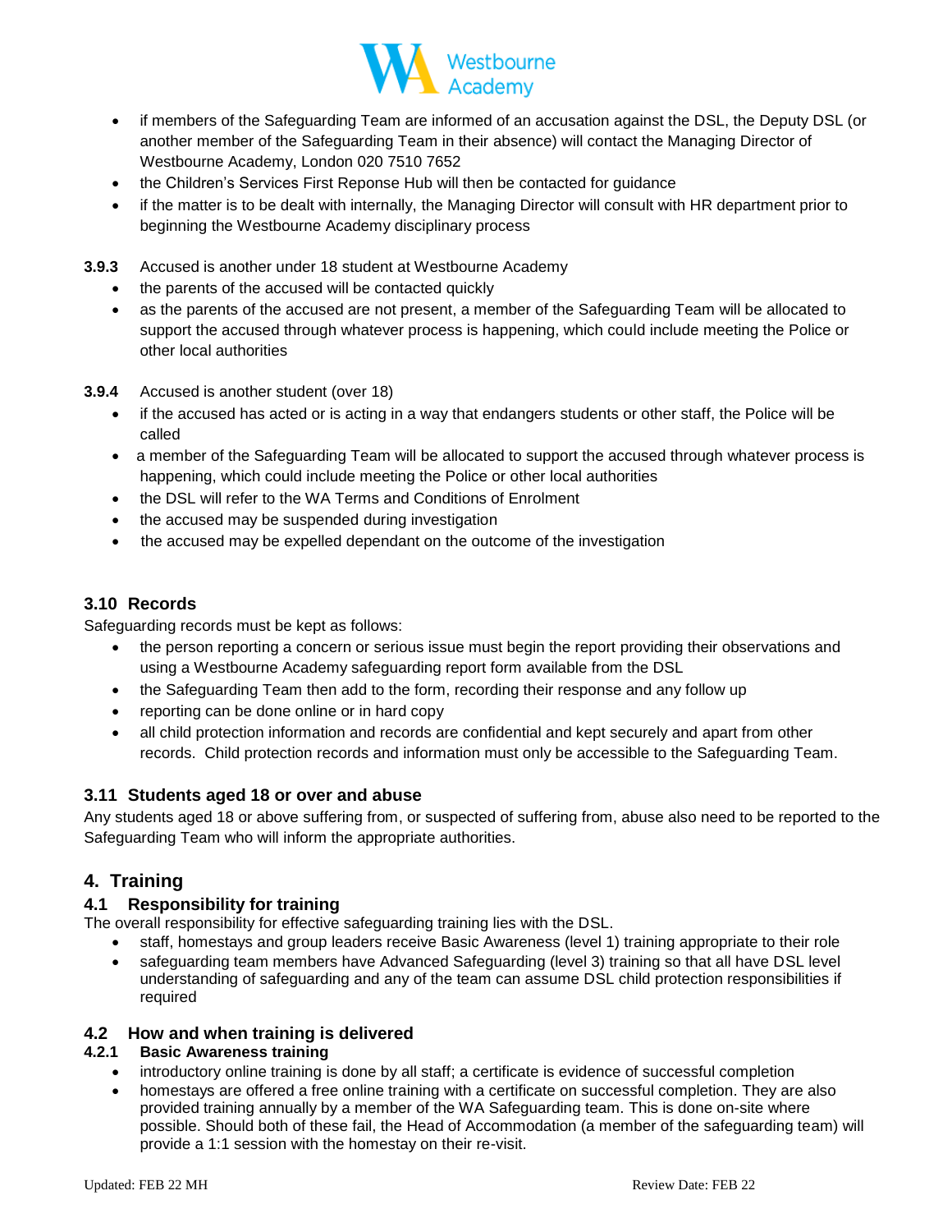- if members of the Safeguarding Team are informed of an accusation against the DSL, the Deputy DSL (or another member of the Safeguarding Team in their absence) will contact the Managing Director of Westbourne Academy, London 020 7510 7652
- the Children's Services First Reponse Hub will then be contacted for guidance
- if the matter is to be dealt with internally, the Managing Director will consult with HR department prior to beginning the Westbourne Academy disciplinary process

**3.9.3** Accused is another under 18 student at Westbourne Academy

- the parents of the accused will be contacted quickly
- as the parents of the accused are not present, a member of the Safeguarding Team will be allocated to support the accused through whatever process is happening, which could include meeting the Police or other local authorities

**3.9.4** Accused is another student (over 18)

- if the accused has acted or is acting in a way that endangers students or other staff, the Police will be called
- a member of the Safeguarding Team will be allocated to support the accused through whatever process is happening, which could include meeting the Police or other local authorities
- the DSL will refer to the WA Terms and Conditions of Enrolment
- the accused may be suspended during investigation
- the accused may be expelled dependant on the outcome of the investigation

### 3.10 Records

Safeguarding records must be kept as follows:

- the person reporting a concern or serious issue must begin the report providing their observations and using a Westbourne Academy safeguarding report form available from the DSL
- the Safeguarding Team then add to the form, recording their response and any follow up
- reporting can be done online or in hard copy
- all child protection information and records are confidential and kept securely and apart from other records. Child protection records and information must only be accessible to the Safeguarding Team.

### 3.11 Students aged 18 or over and abuse

Any students aged 18 or above suffering from, or suspected of suffering from, abuse also need to be reported to the Safeguarding Team who will inform the appropriate authorities.

## 4. Training

### 4.1 Responsibility for training

The overall responsibility for effective safeguarding training lies with the DSL.

- staff, homestays and group leaders receive Basic Awareness (level 1) training appropriate to their role
- safeguarding team members have Advanced Safeguarding (level 3) training so that all have DSL level understanding of safeguarding and any of the team can assume DSL child protection responsibilities if required

### 4.2 How and when training is delivered

#### 4.2.1 Basic Awareness training

- introductory online training is done by all staff; a certificate is evidence of successful completion
- homestays are offered a free online training with a certificate on successful completion. They are also provided training annually by a member of the WA Safeguarding team. This is done on-site where possible. Should both of these fail, the Head of Accommodation (a member of the safeguarding team) will provide a 1:1 session with the homestay on their re-visit.

Updated: FEB 22 MH Review Date: FEB 22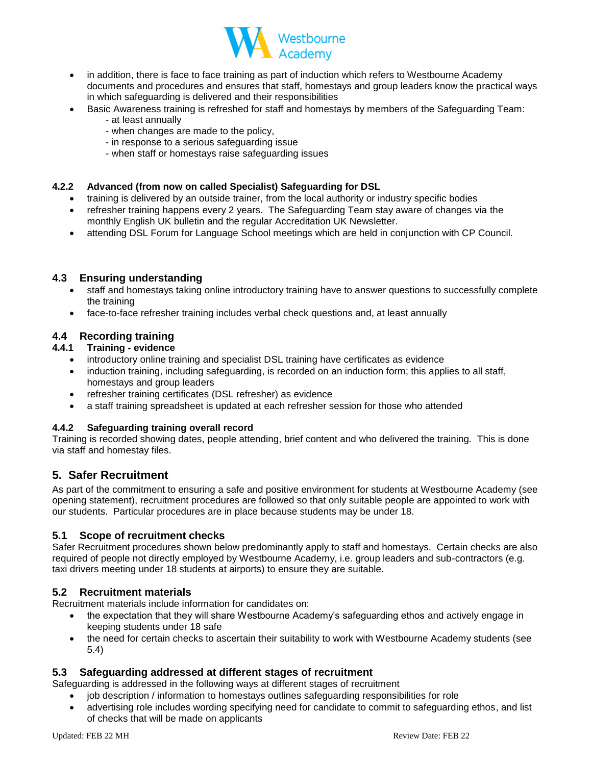- in addition, there is face to face training as part of induction which refers to Westbourne Academy documents and procedures and ensures that staff, homestays and group leaders know the practical ways in which safeguarding is delivered and their responsibilities
- Basic Awareness training is refreshed for staff and homestays by members of the Safeguarding Team:
  - at least annually
  - when changes are made to the policy,
  - in response to a serious safeguarding issue
  - when staff or homestays raise safeguarding issues

#### 4.2.2 Advanced (from now on called Specialist) Safeguarding for DSL

- training is delivered by an outside trainer, from the local authority or industry specific bodies
- refresher training happens every 2 years. The Safeguarding Team stay aware of changes via the monthly English UK bulletin and the regular Accreditation UK Newsletter.
- attending DSL Forum for Language School meetings which are held in conjunction with CP Council.

### 4.3 Ensuring understanding

- staff and homestays taking online introductory training have to answer questions to successfully complete the training
- face-to-face refresher training includes verbal check questions and, at least annually

### 4.4 Recording training

#### 4.4.1 Training - evidence

- introductory online training and specialist DSL training have certificates as evidence
- induction training, including safeguarding, is recorded on an induction form; this applies to all staff, homestays and group leaders
- refresher training certificates (DSL refresher) as evidence
- a staff training spreadsheet is updated at each refresher session for those who attended

#### 4.4.2 Safeguarding training overall record

Training is recorded showing dates, people attending, brief content and who delivered the training. This is done via staff and homestay files.

## 5. Safer Recruitment

As part of the commitment to ensuring a safe and positive environment for students at Westbourne Academy (see opening statement), recruitment procedures are followed so that only suitable people are appointed to work with our students. Particular procedures are in place because students may be under 18.

### 5.1 Scope of recruitment checks

Safer Recruitment procedures shown below predominantly apply to staff and homestays. Certain checks are also required of people not directly employed by Westbourne Academy, i.e. group leaders and sub-contractors (e.g. taxi drivers meeting under 18 students at airports) to ensure they are suitable.

### 5.2 Recruitment materials

Recruitment materials include information for candidates on:

- the expectation that they will share Westbourne Academy's safeguarding ethos and actively engage in keeping students under 18 safe
- the need for certain checks to ascertain their suitability to work with Westbourne Academy students (see 5.4)

### 5.3 Safeguarding addressed at different stages of recruitment

Safeguarding is addressed in the following ways at different stages of recruitment

- job description / information to homestays outlines safeguarding responsibilities for role
- advertising role includes wording specifying need for candidate to commit to safeguarding ethos, and list of checks that will be made on applicants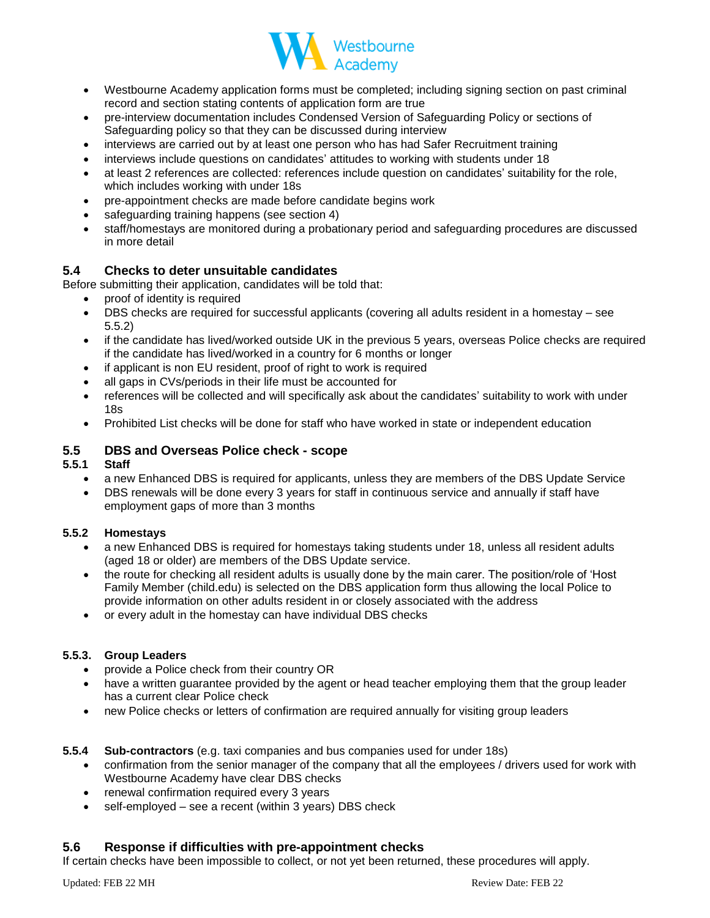- Westbourne Academy application forms must be completed; including signing section on past criminal record and section stating contents of application form are true
- pre-interview documentation includes Condensed Version of Safeguarding Policy or sections of Safeguarding policy so that they can be discussed during interview
- interviews are carried out by at least one person who has had Safer Recruitment training
- interviews include questions on candidates' attitudes to working with students under 18
- at least 2 references are collected: references include question on candidates' suitability for the role, which includes working with under 18s
- pre-appointment checks are made before candidate begins work
- safeguarding training happens (see section 4)
- staff/homestays are monitored during a probationary period and safeguarding procedures are discussed in more detail

## 5.4 Checks to deter unsuitable candidates

Before submitting their application, candidates will be told that:

- proof of identity is required
- DBS checks are required for successful applicants (covering all adults resident in a homestay – see 5.5.2)
- if the candidate has lived/worked outside UK in the previous 5 years, overseas Police checks are required if the candidate has lived/worked in a country for 6 months or longer
- if applicant is non EU resident, proof of right to work is required
- all gaps in CVs/periods in their life must be accounted for
- references will be collected and will specifically ask about the candidates' suitability to work with under 18s
- Prohibited List checks will be done for staff who have worked in state or independent education

## 5.5 DBS and Overseas Police check - scope

### 5.5.1 Staff

- a new Enhanced DBS is required for applicants, unless they are members of the DBS Update Service
- DBS renewals will be done every 3 years for staff in continuous service and annually if staff have employment gaps of more than 3 months

### 5.5.2 Homestays

- a new Enhanced DBS is required for homestays taking students under 18, unless all resident adults (aged 18 or older) are members of the DBS Update service.
- the route for checking all resident adults is usually done by the main carer. The position/role of 'Host Family Member (child.edu) is selected on the DBS application form thus allowing the local Police to provide information on other adults resident in or closely associated with the address
- or every adult in the homestay can have individual DBS checks

### 5.5.3. Group Leaders

- provide a Police check from their country OR
- have a written guarantee provided by the agent or head teacher employing them that the group leader has a current clear Police check
- new Police checks or letters of confirmation are required annually for visiting group leaders

### 5.5.4 Sub-contractors (e.g. taxi companies and bus companies used for under 18s)

- confirmation from the senior manager of the company that all the employees / drivers used for work with Westbourne Academy have clear DBS checks
- renewal confirmation required every 3 years
- self-employed – see a recent (within 3 years) DBS check

## 5.6 Response if difficulties with pre-appointment checks

If certain checks have been impossible to collect, or not yet been returned, these procedures will apply.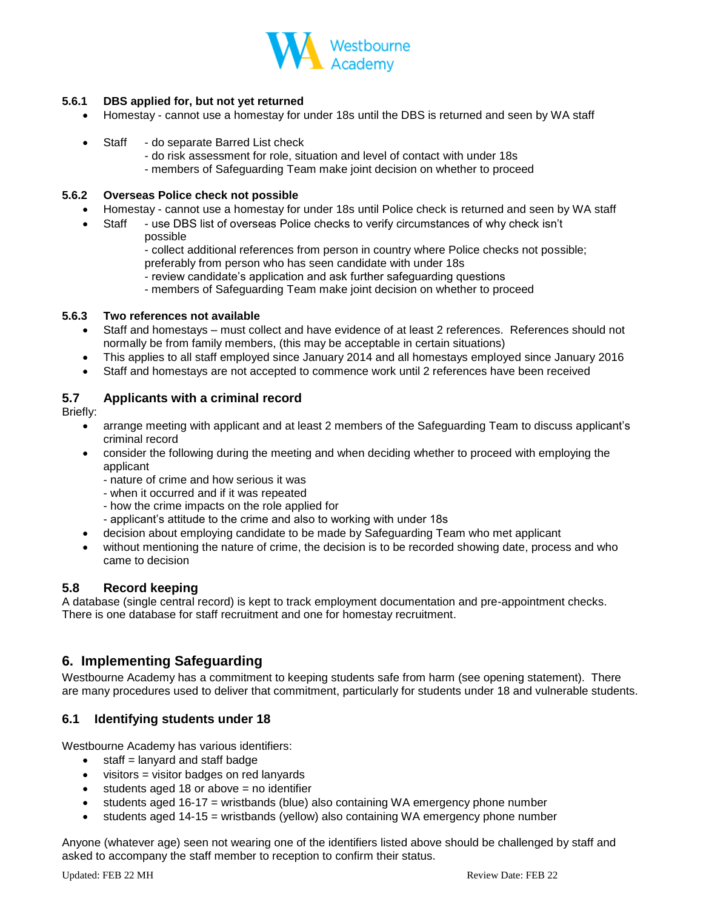#### 5.6.1 DBS applied for, but not yet returned

- Homestay - cannot use a homestay for under 18s until the DBS is returned and seen by WA staff
- Staff - do separate Barred List check
  - do risk assessment for role, situation and level of contact with under 18s
  - members of Safeguarding Team make joint decision on whether to proceed

#### 5.6.2 Overseas Police check not possible

- Homestay - cannot use a homestay for under 18s until Police check is returned and seen by WA staff
- Staff - use DBS list of overseas Police checks to verify circumstances of why check isn't possible
  - collect additional references from person in country where Police checks not possible; preferably from person who has seen candidate with under 18s
  - review candidate's application and ask further safeguarding questions
  - members of Safeguarding Team make joint decision on whether to proceed

#### 5.6.3 Two references not available

- Staff and homestays – must collect and have evidence of at least 2 references. References should not normally be from family members, (this may be acceptable in certain situations)
- This applies to all staff employed since January 2014 and all homestays employed since January 2016
- Staff and homestays are not accepted to commence work until 2 references have been received

### 5.7 Applicants with a criminal record

Briefly:

- arrange meeting with applicant and at least 2 members of the Safeguarding Team to discuss applicant's criminal record
- consider the following during the meeting and when deciding whether to proceed with employing the applicant
  - nature of crime and how serious it was
  - when it occurred and if it was repeated
  - how the crime impacts on the role applied for
  - applicant's attitude to the crime and also to working with under 18s
- decision about employing candidate to be made by Safeguarding Team who met applicant
- without mentioning the nature of crime, the decision is to be recorded showing date, process and who came to decision

### 5.8 Record keeping

A database (single central record) is kept to track employment documentation and pre-appointment checks. There is one database for staff recruitment and one for homestay recruitment.

## 6. Implementing Safeguarding

Westbourne Academy has a commitment to keeping students safe from harm (see opening statement). There are many procedures used to deliver that commitment, particularly for students under 18 and vulnerable students.

### 6.1 Identifying students under 18

Westbourne Academy has various identifiers:

- staff = lanyard and staff badge
- visitors = visitor badges on red lanyards
- students aged 18 or above = no identifier
- students aged 16-17 = wristbands (blue) also containing WA emergency phone number
- students aged 14-15 = wristbands (yellow) also containing WA emergency phone number

Anyone (whatever age) seen not wearing one of the identifiers listed above should be challenged by staff and asked to accompany the staff member to reception to confirm their status.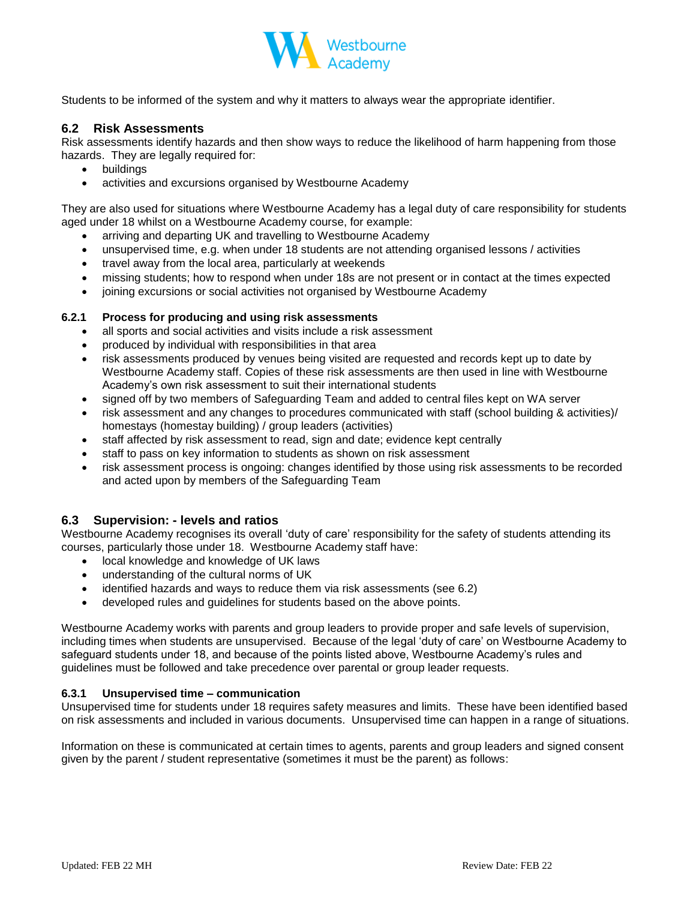Students to be informed of the system and why it matters to always wear the appropriate identifier.

## 6.2 Risk Assessments

Risk assessments identify hazards and then show ways to reduce the likelihood of harm happening from those hazards. They are legally required for:

- buildings
- activities and excursions organised by Westbourne Academy

They are also used for situations where Westbourne Academy has a legal duty of care responsibility for students aged under 18 whilst on a Westbourne Academy course, for example:

- arriving and departing UK and travelling to Westbourne Academy
- unsupervised time, e.g. when under 18 students are not attending organised lessons / activities
- travel away from the local area, particularly at weekends
- missing students; how to respond when under 18s are not present or in contact at the times expected
- joining excursions or social activities not organised by Westbourne Academy

### 6.2.1 Process for producing and using risk assessments

- all sports and social activities and visits include a risk assessment
- produced by individual with responsibilities in that area
- risk assessments produced by venues being visited are requested and records kept up to date by Westbourne Academy staff. Copies of these risk assessments are then used in line with Westbourne Academy's own risk assessment to suit their international students
- signed off by two members of Safeguarding Team and added to central files kept on WA server
- risk assessment and any changes to procedures communicated with staff (school building & activities)/ homestays (homestay building) / group leaders (activities)
- staff affected by risk assessment to read, sign and date; evidence kept centrally
- staff to pass on key information to students as shown on risk assessment
- risk assessment process is ongoing: changes identified by those using risk assessments to be recorded and acted upon by members of the Safeguarding Team

## 6.3 Supervision: - levels and ratios

Westbourne Academy recognises its overall 'duty of care' responsibility for the safety of students attending its courses, particularly those under 18. Westbourne Academy staff have:

- local knowledge and knowledge of UK laws
- understanding of the cultural norms of UK
- identified hazards and ways to reduce them via risk assessments (see 6.2)
- developed rules and guidelines for students based on the above points.

Westbourne Academy works with parents and group leaders to provide proper and safe levels of supervision, including times when students are unsupervised. Because of the legal 'duty of care' on Westbourne Academy to safeguard students under 18, and because of the points listed above, Westbourne Academy's rules and guidelines must be followed and take precedence over parental or group leader requests.

### 6.3.1 Unsupervised time – communication

Unsupervised time for students under 18 requires safety measures and limits. These have been identified based on risk assessments and included in various documents. Unsupervised time can happen in a range of situations.

Information on these is communicated at certain times to agents, parents and group leaders and signed consent given by the parent / student representative (sometimes it must be the parent) as follows:

Updated: FEB 22 MH Review Date: FEB 22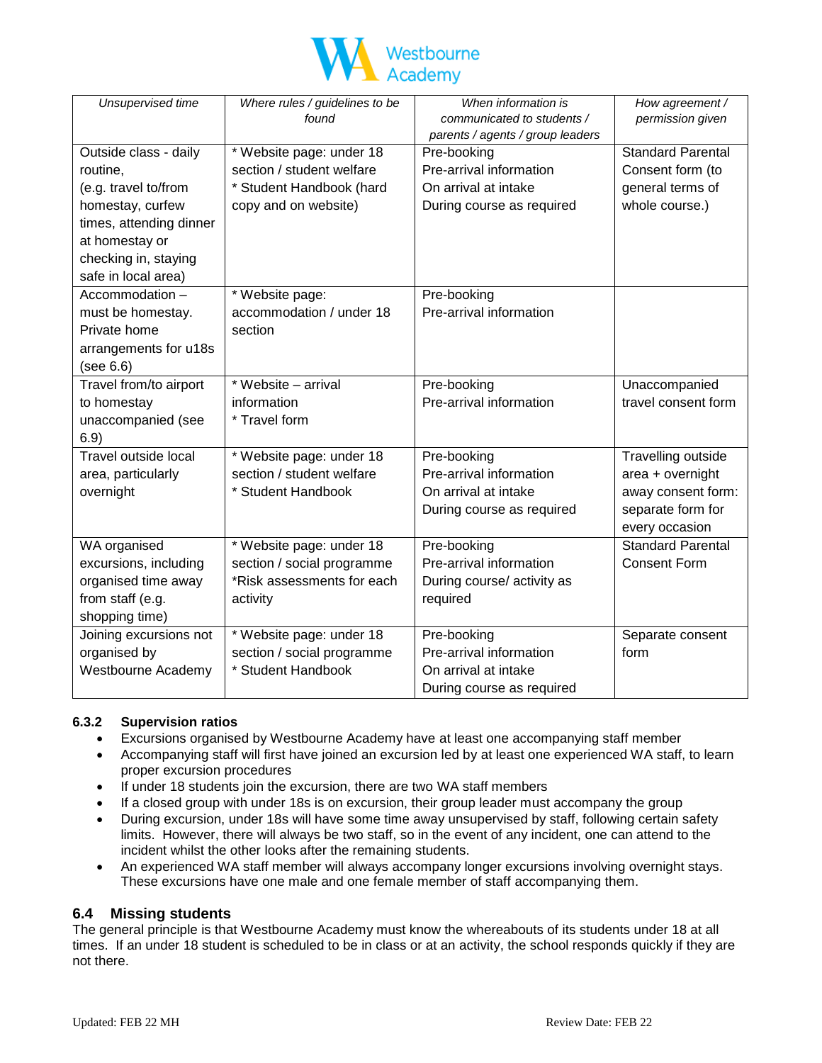| *Unsupervised time* | *Where rules / guidelines to be found* | *When information is communicated to students / parents / agents / group leaders* | *How agreement / permission given* |
|---|---|---|---|
| Outside class - daily routine, (e.g. travel to/from homestay, curfew times, attending dinner at homestay or checking in, staying safe in local area) | * Website page: under 18 section / student welfare<br>* Student Handbook (hard copy and on website) | Pre-booking<br>Pre-arrival information<br>On arrival at intake<br>During course as required | Standard Parental Consent form (to general terms of whole course.) |
| Accommodation – must be homestay. Private home arrangements for u18s (see 6.6) | * Website page: accommodation / under 18 section | Pre-booking<br>Pre-arrival information | |
| Travel from/to airport to homestay unaccompanied (see 6.9) | * Website – arrival information<br>* Travel form | Pre-booking<br>Pre-arrival information | Unaccompanied travel consent form |
| Travel outside local area, particularly overnight | * Website page: under 18 section / student welfare<br>* Student Handbook | Pre-booking<br>Pre-arrival information<br>On arrival at intake<br>During course as required | Travelling outside area + overnight away consent form: separate form for every occasion |
| WA organised excursions, including organised time away from staff (e.g. shopping time) | * Website page: under 18 section / social programme<br>*Risk assessments for each activity | Pre-booking<br>Pre-arrival information<br>During course/ activity as required | Standard Parental Consent Form |
| Joining excursions not organised by Westbourne Academy | * Website page: under 18 section / social programme<br>* Student Handbook | Pre-booking<br>Pre-arrival information<br>On arrival at intake<br>During course as required | Separate consent form |

### 6.3.2 Supervision ratios

- Excursions organised by Westbourne Academy have at least one accompanying staff member
- Accompanying staff will first have joined an excursion led by at least one experienced WA staff, to learn proper excursion procedures
- If under 18 students join the excursion, there are two WA staff members
- If a closed group with under 18s is on excursion, their group leader must accompany the group
- During excursion, under 18s will have some time away unsupervised by staff, following certain safety limits. However, there will always be two staff, so in the event of any incident, one can attend to the incident whilst the other looks after the remaining students.
- An experienced WA staff member will always accompany longer excursions involving overnight stays. These excursions have one male and one female member of staff accompanying them.

## 6.4 Missing students

The general principle is that Westbourne Academy must know the whereabouts of its students under 18 at all times. If an under 18 student is scheduled to be in class or at an activity, the school responds quickly if they are not there.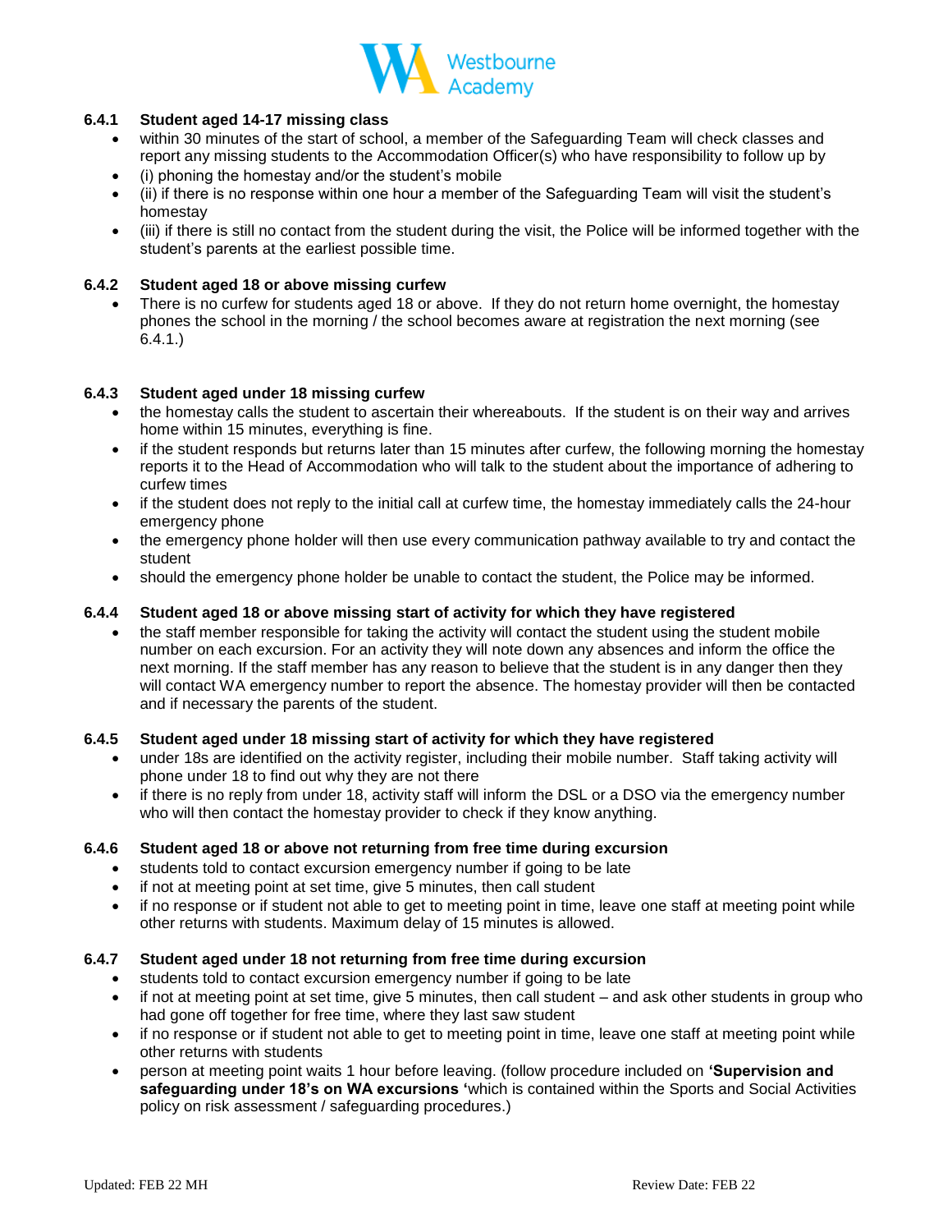#### 6.4.1 Student aged 14-17 missing class

- within 30 minutes of the start of school, a member of the Safeguarding Team will check classes and report any missing students to the Accommodation Officer(s) who have responsibility to follow up by
- (i) phoning the homestay and/or the student's mobile
- (ii) if there is no response within one hour a member of the Safeguarding Team will visit the student's homestay
- (iii) if there is still no contact from the student during the visit, the Police will be informed together with the student's parents at the earliest possible time.

#### 6.4.2 Student aged 18 or above missing curfew

- There is no curfew for students aged 18 or above. If they do not return home overnight, the homestay phones the school in the morning / the school becomes aware at registration the next morning (see 6.4.1.)

#### 6.4.3 Student aged under 18 missing curfew

- the homestay calls the student to ascertain their whereabouts. If the student is on their way and arrives home within 15 minutes, everything is fine.
- if the student responds but returns later than 15 minutes after curfew, the following morning the homestay reports it to the Head of Accommodation who will talk to the student about the importance of adhering to curfew times
- if the student does not reply to the initial call at curfew time, the homestay immediately calls the 24-hour emergency phone
- the emergency phone holder will then use every communication pathway available to try and contact the student
- should the emergency phone holder be unable to contact the student, the Police may be informed.

#### 6.4.4 Student aged 18 or above missing start of activity for which they have registered

- the staff member responsible for taking the activity will contact the student using the student mobile number on each excursion. For an activity they will note down any absences and inform the office the next morning. If the staff member has any reason to believe that the student is in any danger then they will contact WA emergency number to report the absence. The homestay provider will then be contacted and if necessary the parents of the student.

#### 6.4.5 Student aged under 18 missing start of activity for which they have registered

- under 18s are identified on the activity register, including their mobile number. Staff taking activity will phone under 18 to find out why they are not there
- if there is no reply from under 18, activity staff will inform the DSL or a DSO via the emergency number who will then contact the homestay provider to check if they know anything.

#### 6.4.6 Student aged 18 or above not returning from free time during excursion

- students told to contact excursion emergency number if going to be late
- if not at meeting point at set time, give 5 minutes, then call student
- if no response or if student not able to get to meeting point in time, leave one staff at meeting point while other returns with students. Maximum delay of 15 minutes is allowed.

#### 6.4.7 Student aged under 18 not returning from free time during excursion

- students told to contact excursion emergency number if going to be late
- if not at meeting point at set time, give 5 minutes, then call student – and ask other students in group who had gone off together for free time, where they last saw student
- if no response or if student not able to get to meeting point in time, leave one staff at meeting point while other returns with students
- person at meeting point waits 1 hour before leaving. (follow procedure included on **'Supervision and safeguarding under 18's on WA excursions '**which is contained within the Sports and Social Activities policy on risk assessment / safeguarding procedures.)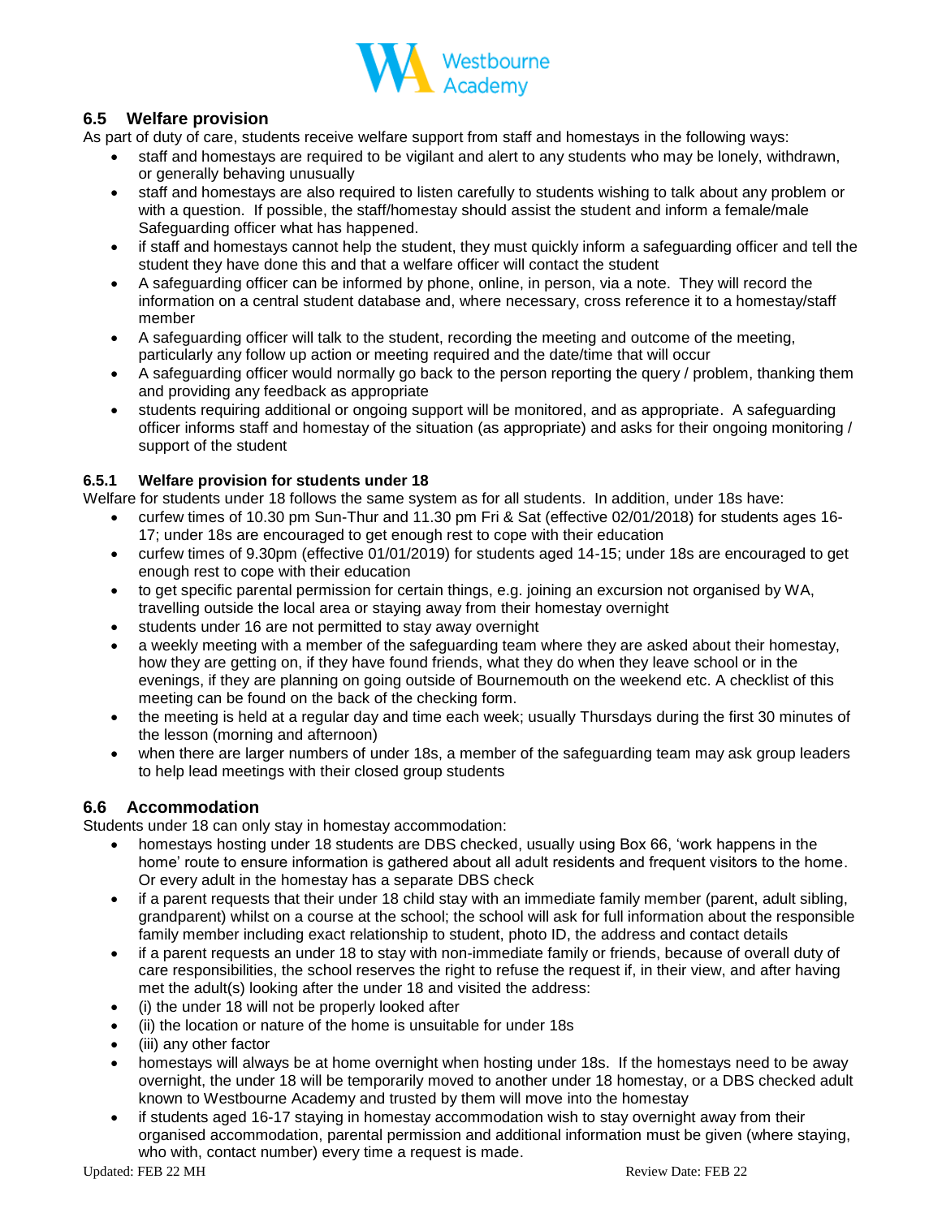## 6.5 Welfare provision

As part of duty of care, students receive welfare support from staff and homestays in the following ways:

- staff and homestays are required to be vigilant and alert to any students who may be lonely, withdrawn, or generally behaving unusually
- staff and homestays are also required to listen carefully to students wishing to talk about any problem or with a question. If possible, the staff/homestay should assist the student and inform a female/male Safeguarding officer what has happened.
- if staff and homestays cannot help the student, they must quickly inform a safeguarding officer and tell the student they have done this and that a welfare officer will contact the student
- A safeguarding officer can be informed by phone, online, in person, via a note. They will record the information on a central student database and, where necessary, cross reference it to a homestay/staff member
- A safeguarding officer will talk to the student, recording the meeting and outcome of the meeting, particularly any follow up action or meeting required and the date/time that will occur
- A safeguarding officer would normally go back to the person reporting the query / problem, thanking them and providing any feedback as appropriate
- students requiring additional or ongoing support will be monitored, and as appropriate. A safeguarding officer informs staff and homestay of the situation (as appropriate) and asks for their ongoing monitoring / support of the student

### 6.5.1 Welfare provision for students under 18

Welfare for students under 18 follows the same system as for all students. In addition, under 18s have:

- curfew times of 10.30 pm Sun-Thur and 11.30 pm Fri & Sat (effective 02/01/2018) for students ages 16-17; under 18s are encouraged to get enough rest to cope with their education
- curfew times of 9.30pm (effective 01/01/2019) for students aged 14-15; under 18s are encouraged to get enough rest to cope with their education
- to get specific parental permission for certain things, e.g. joining an excursion not organised by WA, travelling outside the local area or staying away from their homestay overnight
- students under 16 are not permitted to stay away overnight
- a weekly meeting with a member of the safeguarding team where they are asked about their homestay, how they are getting on, if they have found friends, what they do when they leave school or in the evenings, if they are planning on going outside of Bournemouth on the weekend etc. A checklist of this meeting can be found on the back of the checking form.
- the meeting is held at a regular day and time each week; usually Thursdays during the first 30 minutes of the lesson (morning and afternoon)
- when there are larger numbers of under 18s, a member of the safeguarding team may ask group leaders to help lead meetings with their closed group students

## 6.6 Accommodation

Students under 18 can only stay in homestay accommodation:

- homestays hosting under 18 students are DBS checked, usually using Box 66, 'work happens in the home' route to ensure information is gathered about all adult residents and frequent visitors to the home. Or every adult in the homestay has a separate DBS check
- if a parent requests that their under 18 child stay with an immediate family member (parent, adult sibling, grandparent) whilst on a course at the school; the school will ask for full information about the responsible family member including exact relationship to student, photo ID, the address and contact details
- if a parent requests an under 18 to stay with non-immediate family or friends, because of overall duty of care responsibilities, the school reserves the right to refuse the request if, in their view, and after having met the adult(s) looking after the under 18 and visited the address:
- (i) the under 18 will not be properly looked after
- (ii) the location or nature of the home is unsuitable for under 18s
- (iii) any other factor
- homestays will always be at home overnight when hosting under 18s. If the homestays need to be away overnight, the under 18 will be temporarily moved to another under 18 homestay, or a DBS checked adult known to Westbourne Academy and trusted by them will move into the homestay
- if students aged 16-17 staying in homestay accommodation wish to stay overnight away from their organised accommodation, parental permission and additional information must be given (where staying, who with, contact number) every time a request is made.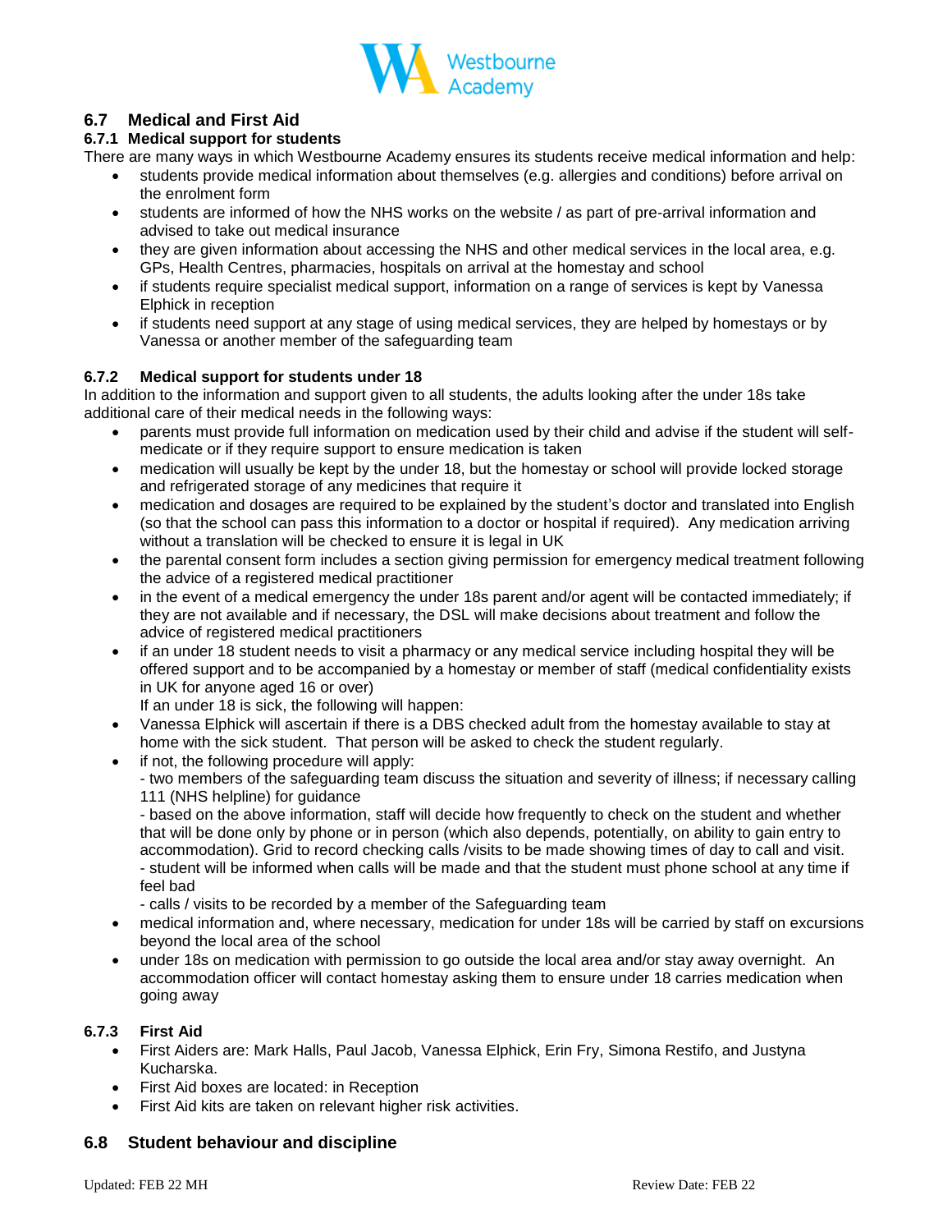## 6.7 Medical and First Aid

### 6.7.1 Medical support for students

There are many ways in which Westbourne Academy ensures its students receive medical information and help:

- students provide medical information about themselves (e.g. allergies and conditions) before arrival on the enrolment form
- students are informed of how the NHS works on the website / as part of pre-arrival information and advised to take out medical insurance
- they are given information about accessing the NHS and other medical services in the local area, e.g. GPs, Health Centres, pharmacies, hospitals on arrival at the homestay and school
- if students require specialist medical support, information on a range of services is kept by Vanessa Elphick in reception
- if students need support at any stage of using medical services, they are helped by homestays or by Vanessa or another member of the safeguarding team

### 6.7.2 Medical support for students under 18

In addition to the information and support given to all students, the adults looking after the under 18s take additional care of their medical needs in the following ways:

- parents must provide full information on medication used by their child and advise if the student will self-medicate or if they require support to ensure medication is taken
- medication will usually be kept by the under 18, but the homestay or school will provide locked storage and refrigerated storage of any medicines that require it
- medication and dosages are required to be explained by the student's doctor and translated into English (so that the school can pass this information to a doctor or hospital if required). Any medication arriving without a translation will be checked to ensure it is legal in UK
- the parental consent form includes a section giving permission for emergency medical treatment following the advice of a registered medical practitioner
- in the event of a medical emergency the under 18s parent and/or agent will be contacted immediately; if they are not available and if necessary, the DSL will make decisions about treatment and follow the advice of registered medical practitioners
- if an under 18 student needs to visit a pharmacy or any medical service including hospital they will be offered support and to be accompanied by a homestay or member of staff (medical confidentiality exists in UK for anyone aged 16 or over)

  If an under 18 is sick, the following will happen:
- Vanessa Elphick will ascertain if there is a DBS checked adult from the homestay available to stay at home with the sick student. That person will be asked to check the student regularly.
- if not, the following procedure will apply:
  - two members of the safeguarding team discuss the situation and severity of illness; if necessary calling 111 (NHS helpline) for guidance
  - based on the above information, staff will decide how frequently to check on the student and whether that will be done only by phone or in person (which also depends, potentially, on ability to gain entry to accommodation). Grid to record checking calls /visits to be made showing times of day to call and visit.
  - student will be informed when calls will be made and that the student must phone school at any time if feel bad
  - calls / visits to be recorded by a member of the Safeguarding team
- medical information and, where necessary, medication for under 18s will be carried by staff on excursions beyond the local area of the school
- under 18s on medication with permission to go outside the local area and/or stay away overnight. An accommodation officer will contact homestay asking them to ensure under 18 carries medication when going away

### 6.7.3 First Aid

- First Aiders are: Mark Halls, Paul Jacob, Vanessa Elphick, Erin Fry, Simona Restifo, and Justyna Kucharska.
- First Aid boxes are located: in Reception
- First Aid kits are taken on relevant higher risk activities.

## 6.8 Student behaviour and discipline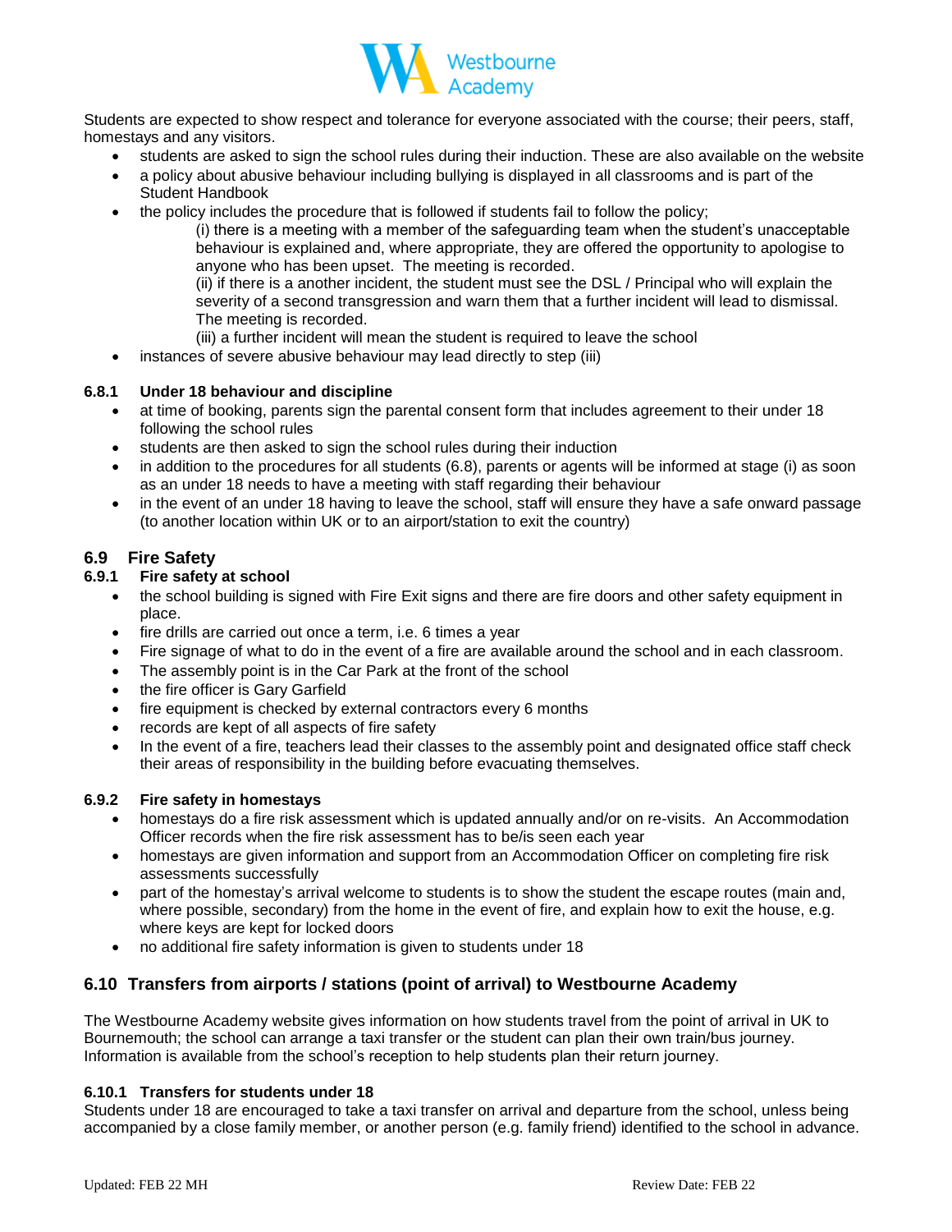Students are expected to show respect and tolerance for everyone associated with the course; their peers, staff, homestays and any visitors.

- students are asked to sign the school rules during their induction. These are also available on the website
- a policy about abusive behaviour including bullying is displayed in all classrooms and is part of the Student Handbook
- the policy includes the procedure that is followed if students fail to follow the policy;

  (i) there is a meeting with a member of the safeguarding team when the student's unacceptable behaviour is explained and, where appropriate, they are offered the opportunity to apologise to anyone who has been upset. The meeting is recorded.

  (ii) if there is a another incident, the student must see the DSL / Principal who will explain the severity of a second transgression and warn them that a further incident will lead to dismissal. The meeting is recorded.

  (iii) a further incident will mean the student is required to leave the school
- instances of severe abusive behaviour may lead directly to step (iii)

#### 6.8.1 Under 18 behaviour and discipline

- at time of booking, parents sign the parental consent form that includes agreement to their under 18 following the school rules
- students are then asked to sign the school rules during their induction
- in addition to the procedures for all students (6.8), parents or agents will be informed at stage (i) as soon as an under 18 needs to have a meeting with staff regarding their behaviour
- in the event of an under 18 having to leave the school, staff will ensure they have a safe onward passage (to another location within UK or to an airport/station to exit the country)

## 6.9 Fire Safety

#### 6.9.1 Fire safety at school

- the school building is signed with Fire Exit signs and there are fire doors and other safety equipment in place.
- fire drills are carried out once a term, i.e. 6 times a year
- Fire signage of what to do in the event of a fire are available around the school and in each classroom.
- The assembly point is in the Car Park at the front of the school
- the fire officer is Gary Garfield
- fire equipment is checked by external contractors every 6 months
- records are kept of all aspects of fire safety
- In the event of a fire, teachers lead their classes to the assembly point and designated office staff check their areas of responsibility in the building before evacuating themselves.

#### 6.9.2 Fire safety in homestays

- homestays do a fire risk assessment which is updated annually and/or on re-visits. An Accommodation Officer records when the fire risk assessment has to be/is seen each year
- homestays are given information and support from an Accommodation Officer on completing fire risk assessments successfully
- part of the homestay's arrival welcome to students is to show the student the escape routes (main and, where possible, secondary) from the home in the event of fire, and explain how to exit the house, e.g. where keys are kept for locked doors
- no additional fire safety information is given to students under 18

## 6.10 Transfers from airports / stations (point of arrival) to Westbourne Academy

The Westbourne Academy website gives information on how students travel from the point of arrival in UK to Bournemouth; the school can arrange a taxi transfer or the student can plan their own train/bus journey. Information is available from the school's reception to help students plan their return journey.

#### 6.10.1 Transfers for students under 18

Students under 18 are encouraged to take a taxi transfer on arrival and departure from the school, unless being accompanied by a close family member, or another person (e.g. family friend) identified to the school in advance.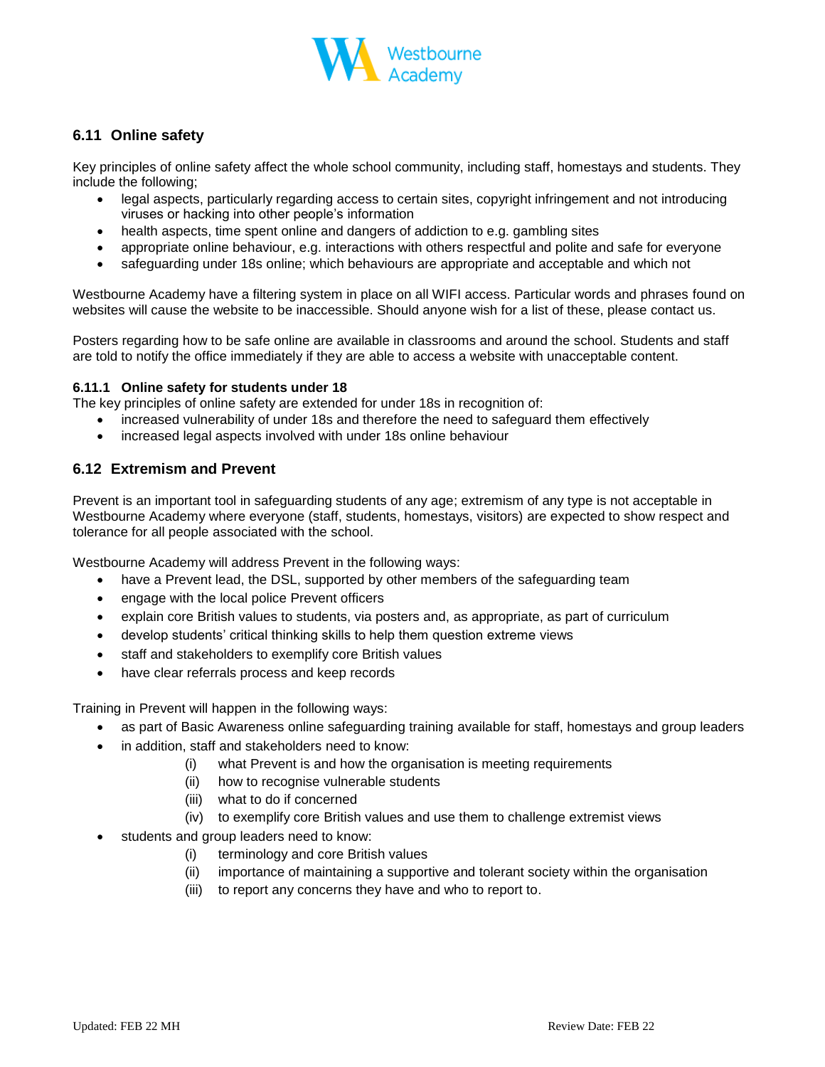## 6.11 Online safety

Key principles of online safety affect the whole school community, including staff, homestays and students. They include the following;

- legal aspects, particularly regarding access to certain sites, copyright infringement and not introducing viruses or hacking into other people's information
- health aspects, time spent online and dangers of addiction to e.g. gambling sites
- appropriate online behaviour, e.g. interactions with others respectful and polite and safe for everyone
- safeguarding under 18s online; which behaviours are appropriate and acceptable and which not

Westbourne Academy have a filtering system in place on all WIFI access. Particular words and phrases found on websites will cause the website to be inaccessible. Should anyone wish for a list of these, please contact us.

Posters regarding how to be safe online are available in classrooms and around the school. Students and staff are told to notify the office immediately if they are able to access a website with unacceptable content.

### 6.11.1 Online safety for students under 18

The key principles of online safety are extended for under 18s in recognition of:

- increased vulnerability of under 18s and therefore the need to safeguard them effectively
- increased legal aspects involved with under 18s online behaviour

## 6.12 Extremism and Prevent

Prevent is an important tool in safeguarding students of any age; extremism of any type is not acceptable in Westbourne Academy where everyone (staff, students, homestays, visitors) are expected to show respect and tolerance for all people associated with the school.

Westbourne Academy will address Prevent in the following ways:

- have a Prevent lead, the DSL, supported by other members of the safeguarding team
- engage with the local police Prevent officers
- explain core British values to students, via posters and, as appropriate, as part of curriculum
- develop students' critical thinking skills to help them question extreme views
- staff and stakeholders to exemplify core British values
- have clear referrals process and keep records

Training in Prevent will happen in the following ways:

- as part of Basic Awareness online safeguarding training available for staff, homestays and group leaders
- in addition, staff and stakeholders need to know:
  - (i) what Prevent is and how the organisation is meeting requirements
  - (ii) how to recognise vulnerable students
  - (iii) what to do if concerned
  - (iv) to exemplify core British values and use them to challenge extremist views
- students and group leaders need to know:
  - (i) terminology and core British values
  - (ii) importance of maintaining a supportive and tolerant society within the organisation
  - (iii) to report any concerns they have and who to report to.